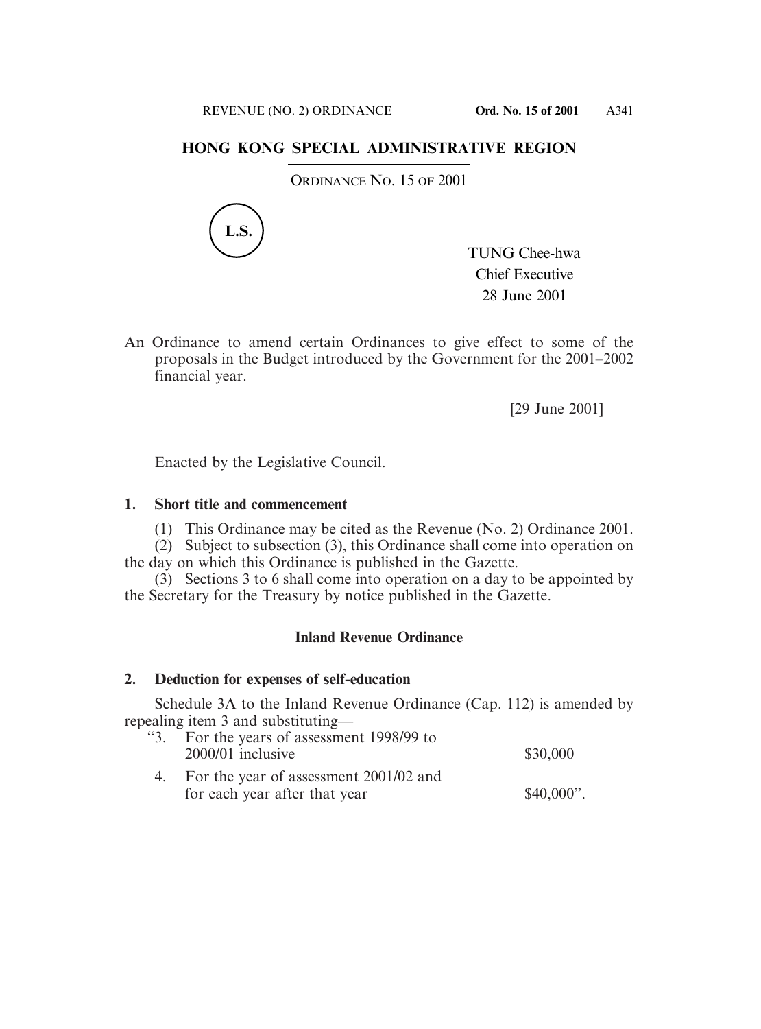# HONG KONG SPECIAL ADMINISTRATIVE REGION

ORDINANCE NO. 15 OF 2001

L.S.

TUNG Chee-hwa
Chief Executive
28 June 2001

An Ordinance to amend certain Ordinances to give effect to some of the proposals in the Budget introduced by the Government for the 2001–2002 financial year.

[29 June 2001]

Enacted by the Legislative Council.

### 1. Short title and commencement

(1) This Ordinance may be cited as the Revenue (No. 2) Ordinance 2001.

(2) Subject to subsection (3), this Ordinance shall come into operation on the day on which this Ordinance is published in the Gazette.

(3) Sections 3 to 6 shall come into operation on a day to be appointed by the Secretary for the Treasury by notice published in the Gazette.

## Inland Revenue Ordinance

### 2. Deduction for expenses of self-education

Schedule 3A to the Inland Revenue Ordinance (Cap. 112) is amended by repealing item 3 and substituting—

| | | |
|---|---|---|
| "3. | For the years of assessment 1998/99 to 2000/01 inclusive | $30,000 |
| 4. | For the year of assessment 2001/02 and for each year after that year | $40,000". |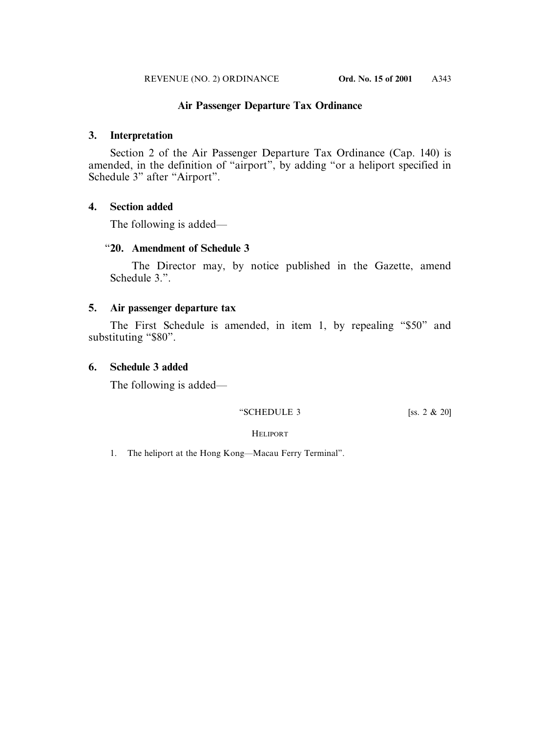## Air Passenger Departure Tax Ordinance

### 3. Interpretation

Section 2 of the Air Passenger Departure Tax Ordinance (Cap. 140) is amended, in the definition of "airport", by adding "or a heliport specified in Schedule 3" after "Airport".

### 4. Section added

The following is added—

> "**20. Amendment of Schedule 3**
>
> The Director may, by notice published in the Gazette, amend Schedule 3.".

### 5. Air passenger departure tax

The First Schedule is amended, in item 1, by repealing "$50" and substituting "$80".

### 6. Schedule 3 added

The following is added—

> "SCHEDULE 3 [ss. 2 & 20]
>
> HELIPORT
>
> 1. The heliport at the Hong Kong—Macau Ferry Terminal".